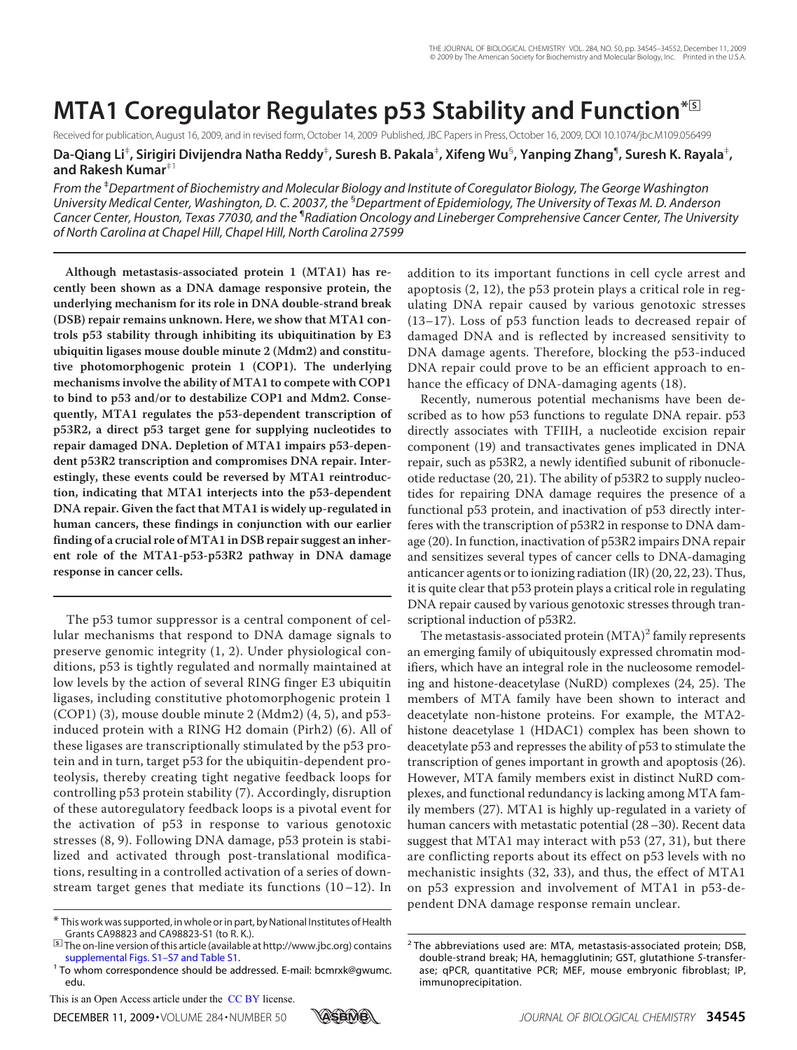# MTA1 Coregulator Regulates p53 Stability and Function*[S]

Received for publication, August 16, 2009, and in revised form, October 14, 2009 Published, JBC Papers in Press, October 16, 2009, DOI 10.1074/jbc.M109.056499

**Da-Qiang Li[‡], Sirigiri Divijendra Natha Reddy[‡], Suresh B. Pakala[‡], Xifeng Wu[§], Yanping Zhang[¶], Suresh K. Rayala[‡], and Rakesh Kumar[‡1]**

*From the [‡]Department of Biochemistry and Molecular Biology and Institute of Coregulator Biology, The George Washington University Medical Center, Washington, D. C. 20037, the [§]Department of Epidemiology, The University of Texas M. D. Anderson Cancer Center, Houston, Texas 77030, and the [¶]Radiation Oncology and Lineberger Comprehensive Cancer Center, The University of North Carolina at Chapel Hill, Chapel Hill, North Carolina 27599*

**Although metastasis-associated protein 1 (MTA1) has recently been shown as a DNA damage responsive protein, the underlying mechanism for its role in DNA double-strand break (DSB) repair remains unknown. Here, we show that MTA1 controls p53 stability through inhibiting its ubiquitination by E3 ubiquitin ligases mouse double minute 2 (Mdm2) and constitutive photomorphogenic protein 1 (COP1). The underlying mechanisms involve the ability of MTA1 to compete with COP1 to bind to p53 and/or to destabilize COP1 and Mdm2. Consequently, MTA1 regulates the p53-dependent transcription of p53R2, a direct p53 target gene for supplying nucleotides to repair damaged DNA. Depletion of MTA1 impairs p53-dependent p53R2 transcription and compromises DNA repair. Interestingly, these events could be reversed by MTA1 reintroduction, indicating that MTA1 interjects into the p53-dependent DNA repair. Given the fact that MTA1 is widely up-regulated in human cancers, these findings in conjunction with our earlier finding of a crucial role of MTA1 in DSB repair suggest an inherent role of the MTA1-p53-p53R2 pathway in DNA damage response in cancer cells.**

The p53 tumor suppressor is a central component of cellular mechanisms that respond to DNA damage signals to preserve genomic integrity (1, 2). Under physiological conditions, p53 is tightly regulated and normally maintained at low levels by the action of several RING finger E3 ubiquitin ligases, including constitutive photomorphogenic protein 1 (COP1) (3), mouse double minute 2 (Mdm2) (4, 5), and p53-induced protein with a RING H2 domain (Pirh2) (6). All of these ligases are transcriptionally stimulated by the p53 protein and in turn, target p53 for the ubiquitin-dependent proteolysis, thereby creating tight negative feedback loops for controlling p53 protein stability (7). Accordingly, disruption of these autoregulatory feedback loops is a pivotal event for the activation of p53 in response to various genotoxic stresses (8, 9). Following DNA damage, p53 protein is stabilized and activated through post-translational modifications, resulting in a controlled activation of a series of downstream target genes that mediate its functions (10–12). In addition to its important functions in cell cycle arrest and apoptosis (2, 12), the p53 protein plays a critical role in regulating DNA repair caused by various genotoxic stresses (13–17). Loss of p53 function leads to decreased repair of damaged DNA and is reflected by increased sensitivity to DNA damage agents. Therefore, blocking the p53-induced DNA repair could prove to be an efficient approach to enhance the efficacy of DNA-damaging agents (18).

Recently, numerous potential mechanisms have been described as to how p53 functions to regulate DNA repair. p53 directly associates with TFIIH, a nucleotide excision repair component (19) and transactivates genes implicated in DNA repair, such as p53R2, a newly identified subunit of ribonucleotide reductase (20, 21). The ability of p53R2 to supply nucleotides for repairing DNA damage requires the presence of a functional p53 protein, and inactivation of p53 directly interferes with the transcription of p53R2 in response to DNA damage (20). In function, inactivation of p53R2 impairs DNA repair and sensitizes several types of cancer cells to DNA-damaging anticancer agents or to ionizing radiation (IR) (20, 22, 23). Thus, it is quite clear that p53 protein plays a critical role in regulating DNA repair caused by various genotoxic stresses through transcriptional induction of p53R2.

The metastasis-associated protein (MTA)[2] family represents an emerging family of ubiquitously expressed chromatin modifiers, which have an integral role in the nucleosome remodeling and histone-deacetylase (NuRD) complexes (24, 25). The members of MTA family have been shown to interact and deacetylate non-histone proteins. For example, the MTA2-histone deacetylase 1 (HDAC1) complex has been shown to deacetylate p53 and represses the ability of p53 to stimulate the transcription of genes important in growth and apoptosis (26). However, MTA family members exist in distinct NuRD complexes, and functional redundancy is lacking among MTA family members (27). MTA1 is highly up-regulated in a variety of human cancers with metastatic potential (28–30). Recent data suggest that MTA1 may interact with p53 (27, 31), but there are conflicting reports about its effect on p53 levels with no mechanistic insights (32, 33), and thus, the effect of MTA1 on p53 expression and involvement of MTA1 in p53-dependent DNA damage response remain unclear.

* This work was supported, in whole or in part, by National Institutes of Health Grants CA98823 and CA98823-S1 (to R. K.).

[S] The on-line version of this article (available at http://www.jbc.org) contains supplemental Figs. S1–S7 and Table S1.

[1] To whom correspondence should be addressed. E-mail: bcmrxk@gwumc.edu.

[2] The abbreviations used are: MTA, metastasis-associated protein; DSB, double-strand break; HA, hemagglutinin; GST, glutathione S-transferase; qPCR, quantitative PCR; MEF, mouse embryonic fibroblast; IP, immunoprecipitation.

This is an Open Access article under the CC BY license.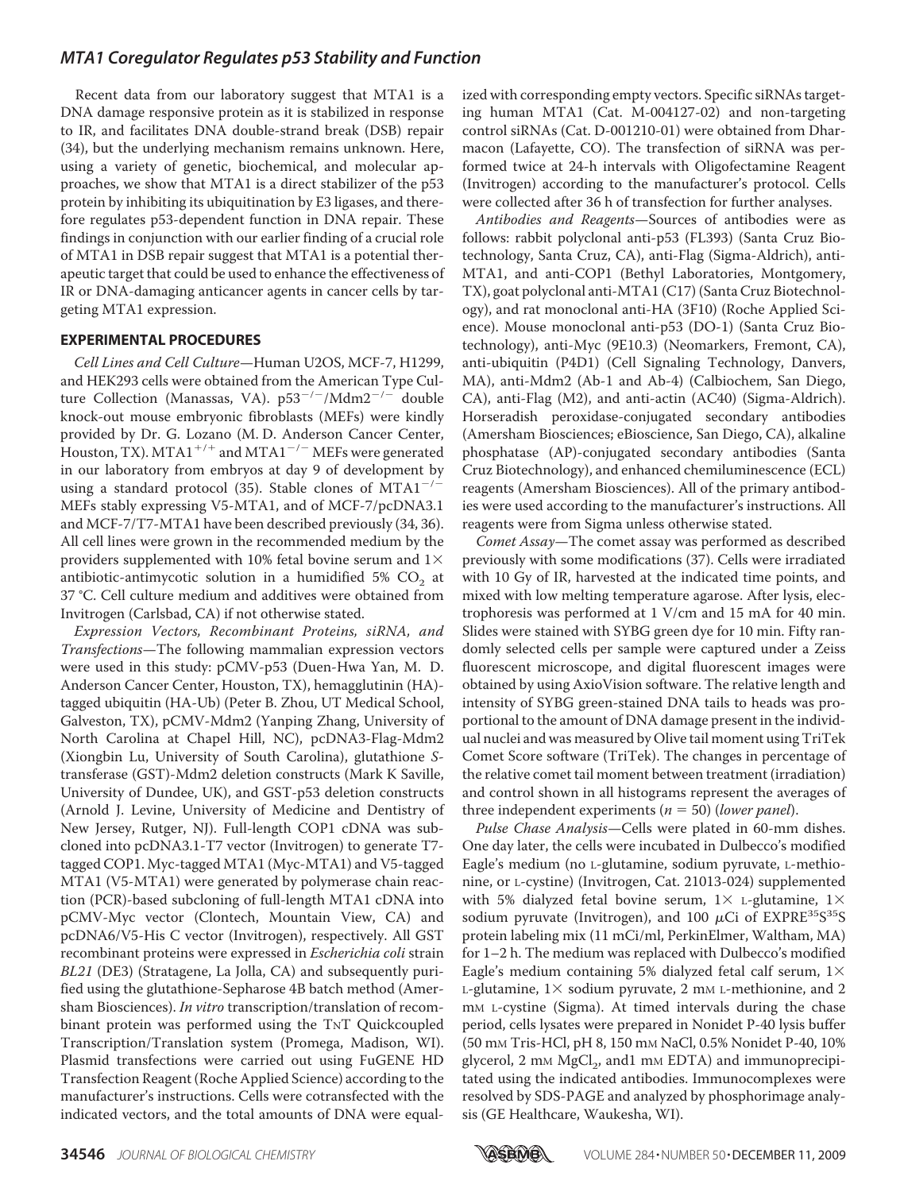Recent data from our laboratory suggest that MTA1 is a DNA damage responsive protein as it is stabilized in response to IR, and facilitates DNA double-strand break (DSB) repair (34), but the underlying mechanism remains unknown. Here, using a variety of genetic, biochemical, and molecular approaches, we show that MTA1 is a direct stabilizer of the p53 protein by inhibiting its ubiquitination by E3 ligases, and therefore regulates p53-dependent function in DNA repair. These findings in conjunction with our earlier finding of a crucial role of MTA1 in DSB repair suggest that MTA1 is a potential therapeutic target that could be used to enhance the effectiveness of IR or DNA-damaging anticancer agents in cancer cells by targeting MTA1 expression.

## EXPERIMENTAL PROCEDURES

*Cell Lines and Cell Culture*—Human U2OS, MCF-7, H1299, and HEK293 cells were obtained from the American Type Culture Collection (Manassas, VA). $p53^{-/-}$/$Mdm2^{-/-}$ double knock-out mouse embryonic fibroblasts (MEFs) were kindly provided by Dr. G. Lozano (M. D. Anderson Cancer Center, Houston, TX). $MTA1^{+/+}$ and $MTA1^{-/-}$ MEFs were generated in our laboratory from embryos at day 9 of development by using a standard protocol (35). Stable clones of $MTA1^{-/-}$ MEFs stably expressing V5-MTA1, and of MCF-7/pcDNA3.1 and MCF-7/T7-MTA1 have been described previously (34, 36). All cell lines were grown in the recommended medium by the providers supplemented with 10% fetal bovine serum and 1× antibiotic-antimycotic solution in a humidified 5% $CO_2$ at 37 °C. Cell culture medium and additives were obtained from Invitrogen (Carlsbad, CA) if not otherwise stated.

*Expression Vectors, Recombinant Proteins, siRNA, and Transfections*—The following mammalian expression vectors were used in this study: pCMV-p53 (Duen-Hwa Yan, M. D. Anderson Cancer Center, Houston, TX), hemagglutinin (HA)-tagged ubiquitin (HA-Ub) (Peter B. Zhou, UT Medical School, Galveston, TX), pCMV-Mdm2 (Yanping Zhang, University of North Carolina at Chapel Hill, NC), pcDNA3-Flag-Mdm2 (Xiongbin Lu, University of South Carolina), glutathione *S*-transferase (GST)-Mdm2 deletion constructs (Mark K Saville, University of Dundee, UK), and GST-p53 deletion constructs (Arnold J. Levine, University of Medicine and Dentistry of New Jersey, Rutger, NJ). Full-length COP1 cDNA was subcloned into pcDNA3.1-T7 vector (Invitrogen) to generate T7-tagged COP1. Myc-tagged MTA1 (Myc-MTA1) and V5-tagged MTA1 (V5-MTA1) were generated by polymerase chain reaction (PCR)-based subcloning of full-length MTA1 cDNA into pCMV-Myc vector (Clontech, Mountain View, CA) and pcDNA6/V5-His C vector (Invitrogen), respectively. All GST recombinant proteins were expressed in *Escherichia coli* strain *BL21* (DE3) (Stratagene, La Jolla, CA) and subsequently purified using the glutathione-Sepharose 4B batch method (Amersham Biosciences). *In vitro* transcription/translation of recombinant protein was performed using the TNT Quickcoupled Transcription/Translation system (Promega, Madison, WI). Plasmid transfections were carried out using FuGENE HD Transfection Reagent (Roche Applied Science) according to the manufacturer's instructions. Cells were cotransfected with the indicated vectors, and the total amounts of DNA were equalized with corresponding empty vectors. Specific siRNAs targeting human MTA1 (Cat. M-004127-02) and non-targeting control siRNAs (Cat. D-001210-01) were obtained from Dharmacon (Lafayette, CO). The transfection of siRNA was performed twice at 24-h intervals with Oligofectamine Reagent (Invitrogen) according to the manufacturer's protocol. Cells were collected after 36 h of transfection for further analyses.

*Antibodies and Reagents*—Sources of antibodies were as follows: rabbit polyclonal anti-p53 (FL393) (Santa Cruz Biotechnology, Santa Cruz, CA), anti-Flag (Sigma-Aldrich), anti-MTA1, and anti-COP1 (Bethyl Laboratories, Montgomery, TX), goat polyclonal anti-MTA1 (C17) (Santa Cruz Biotechnology), and rat monoclonal anti-HA (3F10) (Roche Applied Science). Mouse monoclonal anti-p53 (DO-1) (Santa Cruz Biotechnology), anti-Myc (9E10.3) (Neomarkers, Fremont, CA), anti-ubiquitin (P4D1) (Cell Signaling Technology, Danvers, MA), anti-Mdm2 (Ab-1 and Ab-4) (Calbiochem, San Diego, CA), anti-Flag (M2), and anti-actin (AC40) (Sigma-Aldrich). Horseradish peroxidase-conjugated secondary antibodies (Amersham Biosciences; eBioscience, San Diego, CA), alkaline phosphatase (AP)-conjugated secondary antibodies (Santa Cruz Biotechnology), and enhanced chemiluminescence (ECL) reagents (Amersham Biosciences). All of the primary antibodies were used according to the manufacturer's instructions. All reagents were from Sigma unless otherwise stated.

*Comet Assay*—The comet assay was performed as described previously with some modifications (37). Cells were irradiated with 10 Gy of IR, harvested at the indicated time points, and mixed with low melting temperature agarose. After lysis, electrophoresis was performed at 1 V/cm and 15 mA for 40 min. Slides were stained with SYBG green dye for 10 min. Fifty randomly selected cells per sample were captured under a Zeiss fluorescent microscope, and digital fluorescent images were obtained by using AxioVision software. The relative length and intensity of SYBG green-stained DNA tails to heads was proportional to the amount of DNA damage present in the individual nuclei and was measured by Olive tail moment using TriTek Comet Score software (TriTek). The changes in percentage of the relative comet tail moment between treatment (irradiation) and control shown in all histograms represent the averages of three independent experiments ($n = 50$) (*lower panel*).

*Pulse Chase Analysis*—Cells were plated in 60-mm dishes. One day later, the cells were incubated in Dulbecco's modified Eagle's medium (no L-glutamine, sodium pyruvate, L-methionine, or L-cystine) (Invitrogen, Cat. 21013-024) supplemented with 5% dialyzed fetal bovine serum, 1× L-glutamine, 1× sodium pyruvate (Invitrogen), and 100 μCi of EXPRE$^{35}$S$^{35}$S protein labeling mix (11 mCi/ml, PerkinElmer, Waltham, MA) for 1–2 h. The medium was replaced with Dulbecco's modified Eagle's medium containing 5% dialyzed fetal calf serum, 1× L-glutamine, 1× sodium pyruvate, 2 mM L-methionine, and 2 mM L-cystine (Sigma). At timed intervals during the chase period, cells lysates were prepared in Nonidet P-40 lysis buffer (50 mM Tris-HCl, pH 8, 150 mM NaCl, 0.5% Nonidet P-40, 10% glycerol, 2 mM $MgCl_2$, and1 mM EDTA) and immunoprecipitated using the indicated antibodies. Immunocomplexes were resolved by SDS-PAGE and analyzed by phosphorimage analysis (GE Healthcare, Waukesha, WI).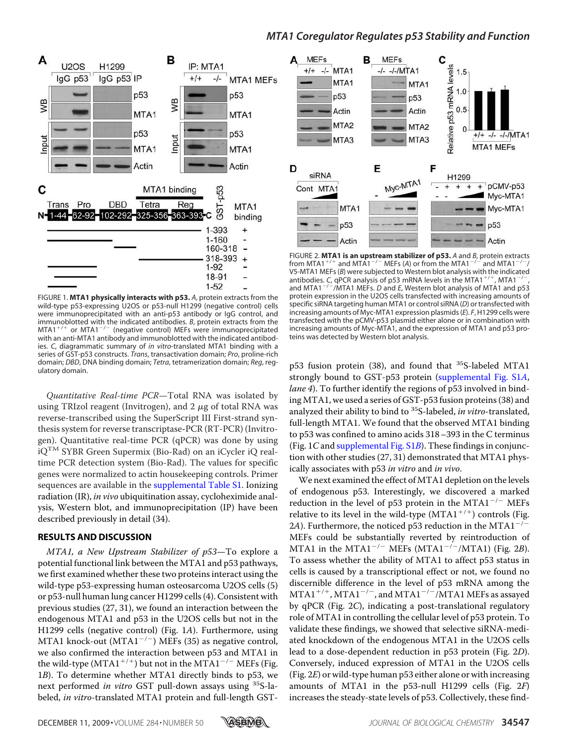FIGURE 1. **MTA1 physically interacts with p53.** *A*, protein extracts from the wild-type p53-expressing U2OS or p53-null H1299 (negative control) cells were immunoprecipitated with an anti-p53 antibody or IgG control, and immunoblotted with the indicated antibodies. *B*, protein extracts from the $MTA1^{+/+}$ or $MTA1^{-/-}$ (negative control) MEFs were immunoprecipitated with an anti-MTA1 antibody and immunoblotted with the indicated antibodies. *C*, diagrammatic summary of *in vitro*-translated MTA1 binding with a series of GST-p53 constructs. *Trans*, transactivation domain; *Pro*, proline-rich domain; *DBD*, DNA binding domain; *Tetra*, tetramerization domain; *Reg*, regulatory domain.

FIGURE 2. **MTA1 is an upstream stabilizer of p53.** *A* and *B*, protein extracts from $MTA1^{+/+}$ and $MTA1^{-/-}$ MEFs (*A*) or from the $MTA1^{-/-}$ and $MTA1^{-/-}$/V5-MTA1 MEFs (*B*) were subjected to Western blot analysis with the indicated antibodies. *C*, qPCR analysis of p53 mRNA levels in the $MTA1^{+/+}$, $MTA1^{-/-}$, and $MTA1^{-/-}$/MTA1 MEFs. *D* and *E*, Western blot analysis of MTA1 and p53 protein expression in the U2OS cells transfected with increasing amounts of specific siRNA targeting human MTA1 or control siRNA (*D*) or transfected with increasing amounts of Myc-MTA1 expression plasmids (*E*). *F*, H1299 cells were transfected with the pCMV-p53 plasmid either alone or in combination with increasing amounts of Myc-MTA1, and the expression of MTA1 and p53 proteins was detected by Western blot analysis.

*Quantitative Real-time PCR*—Total RNA was isolated by using TRIzol reagent (Invitrogen), and 2 $\mu$g of total RNA was reverse-transcribed using the SuperScript III First-strand synthesis system for reverse transcriptase-PCR (RT-PCR) (Invitrogen). Quantitative real-time PCR (qPCR) was done by using iQ™ SYBR Green Supermix (Bio-Rad) on an iCycler iQ real-time PCR detection system (Bio-Rad). The values for specific genes were normalized to actin housekeeping controls. Primer sequences are available in the supplemental Table S1. Ionizing radiation (IR), *in vivo* ubiquitination assay, cycloheximide analysis, Western blot, and immunoprecipitation (IP) have been described previously in detail (34).

## RESULTS AND DISCUSSION

*MTA1, a New Upstream Stabilizer of p53*—To explore a potential functional link between the MTA1 and p53 pathways, we first examined whether these two proteins interact using the wild-type p53-expressing human osteosarcoma U2OS cells (5) or p53-null human lung cancer H1299 cells (4). Consistent with previous studies (27, 31), we found an interaction between the endogenous MTA1 and p53 in the U2OS cells but not in the H1299 cells (negative control) (Fig. 1*A*). Furthermore, using MTA1 knock-out ($MTA1^{-/-}$) MEFs (35) as negative control, we also confirmed the interaction between p53 and MTA1 in the wild-type ($MTA1^{+/+}$) but not in the $MTA1^{-/-}$ MEFs (Fig. 1*B*). To determine whether MTA1 directly binds to p53, we next performed *in vitro* GST pull-down assays using $^{35}$S-labeled, *in vitro*-translated MTA1 protein and full-length GST-p53 fusion protein (38), and found that $^{35}$S-labeled MTA1 strongly bound to GST-p53 protein (supplemental Fig. S1*A*, *lane 4*). To further identify the regions of p53 involved in binding MTA1, we used a series of GST-p53 fusion proteins (38) and analyzed their ability to bind to $^{35}$S-labeled, *in vitro*-translated, full-length MTA1. We found that the observed MTA1 binding to p53 was confined to amino acids 318–393 in the C terminus (Fig. 1*C* and supplemental Fig. S1*B*). These findings in conjunction with other studies (27, 31) demonstrated that MTA1 physically associates with p53 *in vitro* and *in vivo*.

We next examined the effect of MTA1 depletion on the levels of endogenous p53. Interestingly, we discovered a marked reduction in the level of p53 protein in the $MTA1^{-/-}$ MEFs relative to its level in the wild-type ($MTA1^{+/+}$) controls (Fig. 2*A*). Furthermore, the noticed p53 reduction in the $MTA1^{-/-}$ MEFs could be substantially reverted by reintroduction of MTA1 in the $MTA1^{-/-}$ MEFs ($MTA1^{-/-}$/MTA1) (Fig. 2*B*). To assess whether the ability of MTA1 to affect p53 status in cells is caused by a transcriptional effect or not, we found no discernible difference in the level of p53 mRNA among the $MTA1^{+/+}$, $MTA1^{-/-}$, and $MTA1^{-/-}$/MTA1 MEFs as assayed by qPCR (Fig. 2*C*), indicating a post-translational regulatory role of MTA1 in controlling the cellular level of p53 protein. To validate these findings, we showed that selective siRNA-mediated knockdown of the endogenous MTA1 in the U2OS cells lead to a dose-dependent reduction in p53 protein (Fig. 2*D*). Conversely, induced expression of MTA1 in the U2OS cells (Fig. 2*E*) or wild-type human p53 either alone or with increasing amounts of MTA1 in the p53-null H1299 cells (Fig. 2*F*) increases the steady-state levels of p53. Collectively, these find-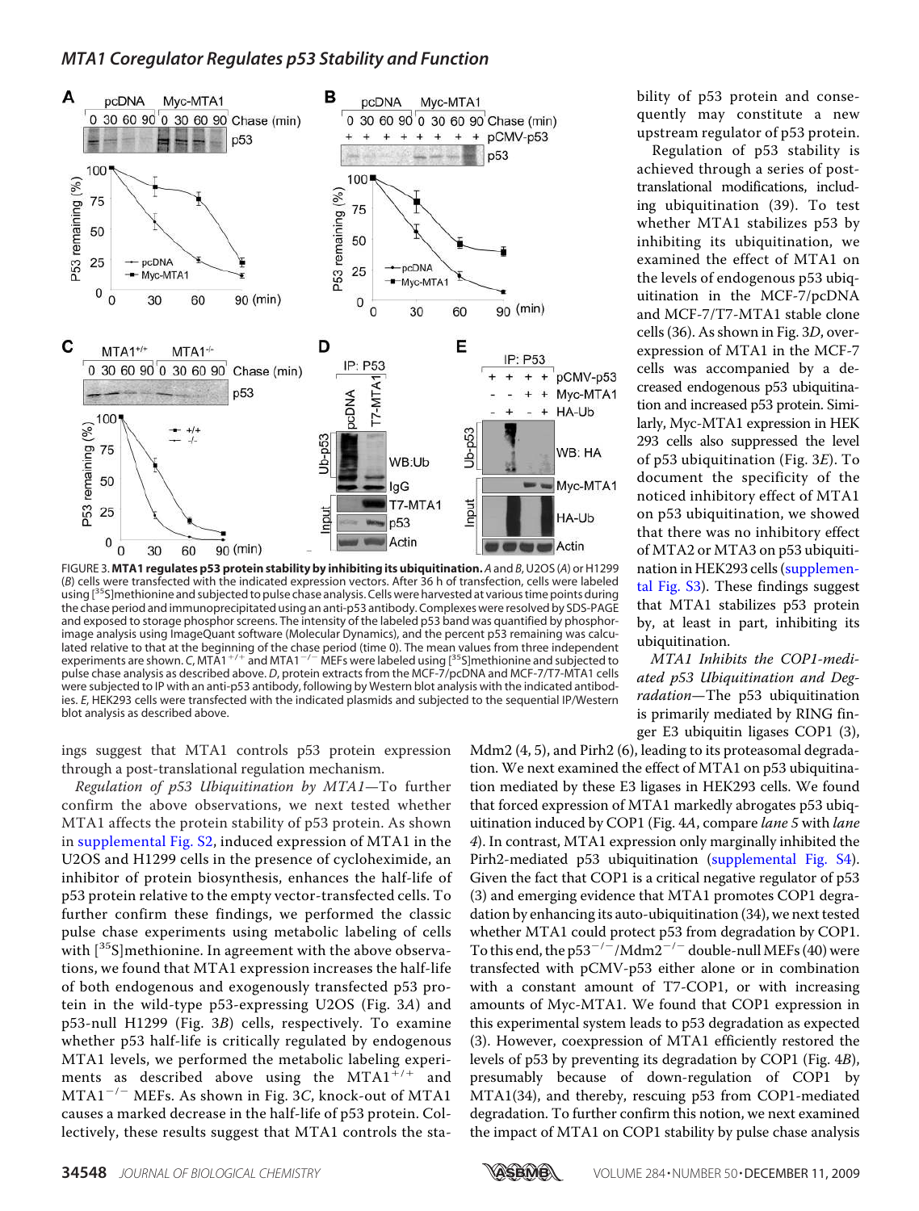A
pcDNA Myc-MTA1
0 30 60 90 0 30 60 90 Chase (min)
p53
P53 remaining (%)
100
75
50
25
0
0 30 60 90 (min)
pcDNA
Myc-MTA1

B
pcDNA Myc-MTA1
0 30 60 90 0 30 60 90 Chase (min)
+ + + + + + + + pCMV-p53
p53
P53 remaining (%)
100
75
50
25
0
0 30 60 90 (min)
pcDNA
Myc-MTA1

C
MTA1+/+ MTA1-/-
0 30 60 90 0 30 60 90 Chase (min)
p53
P53 remaining (%)
100
75
50
25
0
0 30 60 90 (min)
+/+
-/-

D
IP: P53
pcDNA T7-MTA1
Ub-p53
WB:Ub
IgG
Input
T7-MTA1
p53
Actin

E
IP: P53
+ + + + pCMV-p53
- - + + Myc-MTA1
- + - + HA-Ub
Ub-p53
WB: HA
Myc-MTA1
Input
HA-Ub
Actin

FIGURE 3. **MTA1 regulates p53 protein stability by inhibiting its ubiquitination.** *A* and *B*, U2OS (*A*) or H1299 (*B*) cells were transfected with the indicated expression vectors. After 36 h of transfection, cells were labeled using [$^{35}$S]methionine and subjected to pulse chase analysis. Cells were harvested at various time points during the chase period and immunoprecipitated using an anti-p53 antibody. Complexes were resolved by SDS-PAGE and exposed to storage phosphor screens. The intensity of the labeled p53 band was quantified by phosphorimage analysis using ImageQuant software (Molecular Dynamics), and the percent p53 remaining was calculated relative to that at the beginning of the chase period (time 0). The mean values from three independent experiments are shown. *C*, MTA1$^{+/+}$ and MTA1$^{-/-}$ MEFs were labeled using [$^{35}$S]methionine and subjected to pulse chase analysis as described above. *D*, protein extracts from the MCF-7/pcDNA and MCF-7/T7-MTA1 cells were subjected to IP with an anti-p53 antibody, following by Western blot analysis with the indicated antibodies. *E*, HEK293 cells were transfected with the indicated plasmids and subjected to the sequential IP/Western blot analysis as described above.

ings suggest that MTA1 controls p53 protein expression through a post-translational regulation mechanism.

*Regulation of p53 Ubiquitination by MTA1*—To further confirm the above observations, we next tested whether MTA1 affects the protein stability of p53 protein. As shown in supplemental Fig. S2, induced expression of MTA1 in the U2OS and H1299 cells in the presence of cycloheximide, an inhibitor of protein biosynthesis, enhances the half-life of p53 protein relative to the empty vector-transfected cells. To further confirm these findings, we performed the classic pulse chase experiments using metabolic labeling of cells with [$^{35}$S]methionine. In agreement with the above observations, we found that MTA1 expression increases the half-life of both endogenous and exogenously transfected p53 protein in the wild-type p53-expressing U2OS (Fig. 3*A*) and p53-null H1299 (Fig. 3*B*) cells, respectively. To examine whether p53 half-life is critically regulated by endogenous MTA1 levels, we performed the metabolic labeling experiments as described above using the MTA1$^{+/+}$ and MTA1$^{-/-}$ MEFs. As shown in Fig. 3*C*, knock-out of MTA1 causes a marked decrease in the half-life of p53 protein. Collectively, these results suggest that MTA1 controls the stability of p53 protein and consequently may constitute a new upstream regulator of p53 protein.

Regulation of p53 stability is achieved through a series of post-translational modifications, including ubiquitination (39). To test whether MTA1 stabilizes p53 by inhibiting its ubiquitination, we examined the effect of MTA1 on the levels of endogenous p53 ubiquitination in the MCF-7/pcDNA and MCF-7/T7-MTA1 stable clone cells (36). As shown in Fig. 3*D*, overexpression of MTA1 in the MCF-7 cells was accompanied by a decreased endogenous p53 ubiquitination and increased p53 protein. Similarly, Myc-MTA1 expression in HEK 293 cells also suppressed the level of p53 ubiquitination (Fig. 3*E*). To document the specificity of the noticed inhibitory effect of MTA1 on p53 ubiquitination, we showed that there was no inhibitory effect of MTA2 or MTA3 on p53 ubiquitination in HEK293 cells (supplemental Fig. S3). These findings suggest that MTA1 stabilizes p53 protein by, at least in part, inhibiting its ubiquitination.

*MTA1 Inhibits the COP1-mediated p53 Ubiquitination and Degradation*—The p53 ubiquitination is primarily mediated by RING finger E3 ubiquitin ligases COP1 (3), Mdm2 (4, 5), and Pirh2 (6), leading to its proteasomal degradation. We next examined the effect of MTA1 on p53 ubiquitination mediated by these E3 ligases in HEK293 cells. We found that forced expression of MTA1 markedly abrogates p53 ubiquitination induced by COP1 (Fig. 4*A*, compare *lane 5* with *lane 4*). In contrast, MTA1 expression only marginally inhibited the Pirh2-mediated p53 ubiquitination (supplemental Fig. S4). Given the fact that COP1 is a critical negative regulator of p53 (3) and emerging evidence that MTA1 promotes COP1 degradation by enhancing its auto-ubiquitination (34), we next tested whether MTA1 could protect p53 from degradation by COP1. To this end, the p53$^{-/-}$/Mdm2$^{-/-}$ double-null MEFs (40) were transfected with pCMV-p53 either alone or in combination with a constant amount of T7-COP1, or with increasing amounts of Myc-MTA1. We found that COP1 expression in this experimental system leads to p53 degradation as expected (3). However, coexpression of MTA1 efficiently restored the levels of p53 by preventing its degradation by COP1 (Fig. 4*B*), presumably because of down-regulation of COP1 by MTA1(34), and thereby, rescuing p53 from COP1-mediated degradation. To further confirm this notion, we next examined the impact of MTA1 on COP1 stability by pulse chase analysis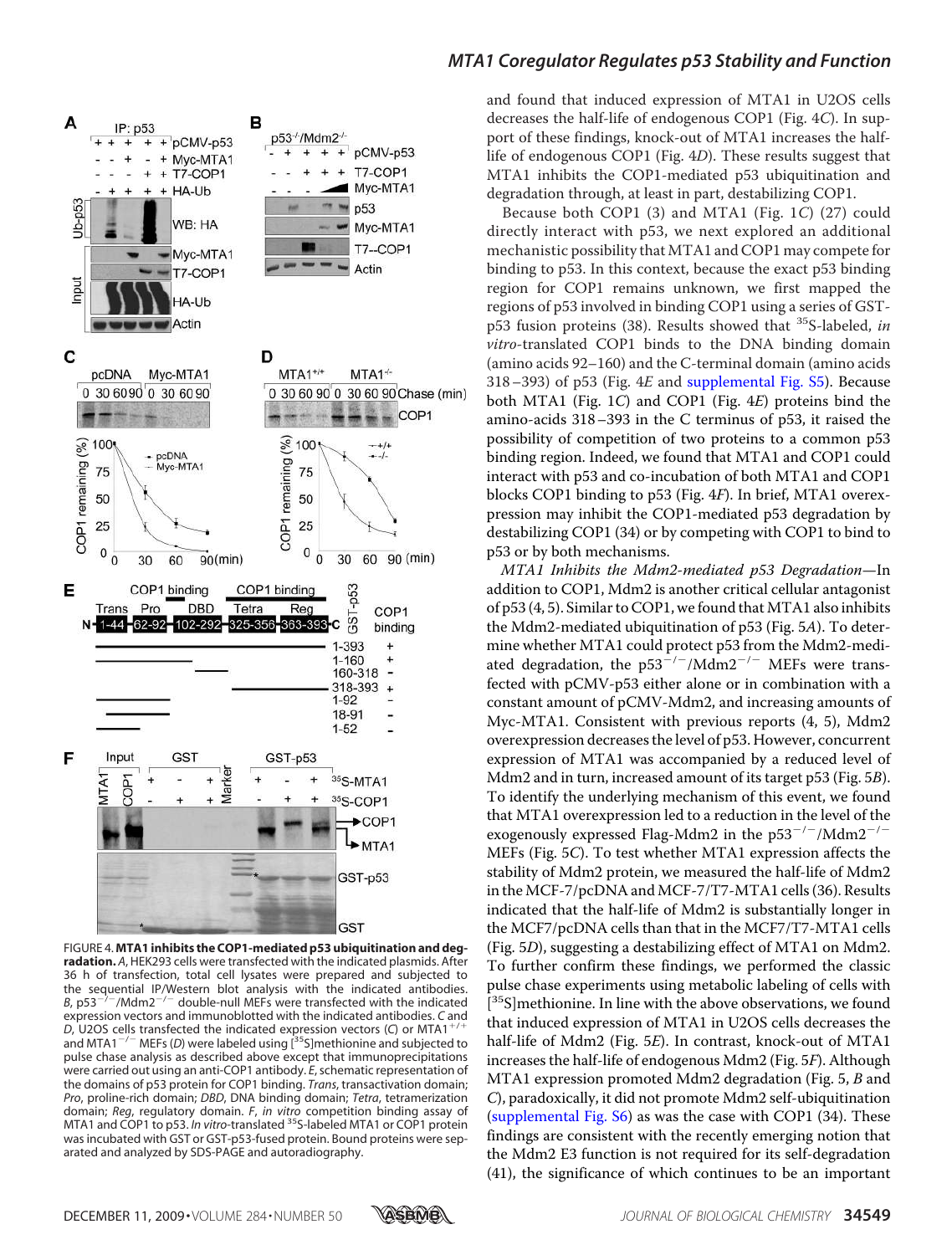A
IP: p53
+ + + + + pCMV-p53
- - + - + Myc-MTA1
- - - + + T7-COP1
- + + + + HA-Ub
Ub-p53
WB: HA
Myc-MTA1
T7-COP1
Input
HA-Ub
Actin

B
p53$^{-/-}$/Mdm2$^{-/-}$
- + + + + pCMV-p53
- - + + + T7-COP1
Myc-MTA1
p53
Myc-MTA1
T7--COP1
Actin

C
pcDNA Myc-MTA1
0 30 60 90 0 30 60 90
COP1 remaining (%)
100
75
50
25
0
0 30 60 90(min)
pcDNA
Myc-MTA1

D
MTA1$^{+/+}$ MTA1$^{-/-}$
0 30 60 90 0 30 60 90 Chase (min)
COP1
COP1 remaining (%)
100
75
50
25
0
0 30 60 90 (min)
+/+
-/-

E
COP1 binding COP1 binding
Trans Pro DBD Tetra Reg
N- 1-44 62-92 102-292 325-356 363-393 -C
GST-p53 COP1 binding
1-393 +
1-160 +
160-318 -
318-393 +
1-92 -
18-91 -
1-52 -

F
Input GST GST-p53
MTA1 COP1
+ - + Marker + - + $^{35}$S-MTA1
- + + - + + $^{35}$S-COP1
COP1
MTA1
GST-p53
GST

FIGURE 4. **MTA1 inhibits the COP1-mediated p53 ubiquitination and degradation.** *A*, HEK293 cells were transfected with the indicated plasmids. After 36 h of transfection, total cell lysates were prepared and subjected to the sequential IP/Western blot analysis with the indicated antibodies. *B*, p53$^{-/-}$/Mdm2$^{-/-}$ double-null MEFs were transfected with the indicated expression vectors and immunoblotted with the indicated antibodies. *C* and *D*, U2OS cells transfected the indicated expression vectors (*C*) or MTA1$^{+/+}$ and MTA1$^{-/-}$ MEFs (*D*) were labeled using [$^{35}$S]methionine and subjected to pulse chase analysis as described above except that immunoprecipitations were carried out using an anti-COP1 antibody. *E*, schematic representation of the domains of p53 protein for COP1 binding. *Trans*, transactivation domain; *Pro*, proline-rich domain; *DBD*, DNA binding domain; *Tetra*, tetramerization domain; *Reg*, regulatory domain. *F*, *in vitro* competition binding assay of MTA1 and COP1 to p53. *In vitro*-translated $^{35}$S-labeled MTA1 or COP1 protein was incubated with GST or GST-p53-fused protein. Bound proteins were separated and analyzed by SDS-PAGE and autoradiography.

and found that induced expression of MTA1 in U2OS cells decreases the half-life of endogenous COP1 (Fig. 4*C*). In support of these findings, knock-out of MTA1 increases the half-life of endogenous COP1 (Fig. 4*D*). These results suggest that MTA1 inhibits the COP1-mediated p53 ubiquitination and degradation through, at least in part, destabilizing COP1.

Because both COP1 (3) and MTA1 (Fig. 1*C*) (27) could directly interact with p53, we next explored an additional mechanistic possibility that MTA1 and COP1 may compete for binding to p53. In this context, because the exact p53 binding region for COP1 remains unknown, we first mapped the regions of p53 involved in binding COP1 using a series of GST-p53 fusion proteins (38). Results showed that $^{35}$S-labeled, *in vitro*-translated COP1 binds to the DNA binding domain (amino acids 92–160) and the C-terminal domain (amino acids 318–393) of p53 (Fig. 4*E* and supplemental Fig. S5). Because both MTA1 (Fig. 1*C*) and COP1 (Fig. 4*E*) proteins bind the amino-acids 318–393 in the C terminus of p53, it raised the possibility of competition of two proteins to a common p53 binding region. Indeed, we found that MTA1 and COP1 could interact with p53 and co-incubation of both MTA1 and COP1 blocks COP1 binding to p53 (Fig. 4*F*). In brief, MTA1 overexpression may inhibit the COP1-mediated p53 degradation by destabilizing COP1 (34) or by competing with COP1 to bind to p53 or by both mechanisms.

*MTA1 Inhibits the Mdm2-mediated p53 Degradation*—In addition to COP1, Mdm2 is another critical cellular antagonist of p53 (4, 5). Similar to COP1, we found that MTA1 also inhibits the Mdm2-mediated ubiquitination of p53 (Fig. 5*A*). To determine whether MTA1 could protect p53 from the Mdm2-mediated degradation, the p53$^{-/-}$/Mdm2$^{-/-}$ MEFs were transfected with pCMV-p53 either alone or in combination with a constant amount of pCMV-Mdm2, and increasing amounts of Myc-MTA1. Consistent with previous reports (4, 5), Mdm2 overexpression decreases the level of p53. However, concurrent expression of MTA1 was accompanied by a reduced level of Mdm2 and in turn, increased amount of its target p53 (Fig. 5*B*). To identify the underlying mechanism of this event, we found that MTA1 overexpression led to a reduction in the level of the exogenously expressed Flag-Mdm2 in the p53$^{-/-}$/Mdm2$^{-/-}$ MEFs (Fig. 5*C*). To test whether MTA1 expression affects the stability of Mdm2 protein, we measured the half-life of Mdm2 in the MCF-7/pcDNA and MCF-7/T7-MTA1 cells (36). Results indicated that the half-life of Mdm2 is substantially longer in the MCF7/pcDNA cells than that in the MCF7/T7-MTA1 cells (Fig. 5*D*), suggesting a destabilizing effect of MTA1 on Mdm2. To further confirm these findings, we performed the classic pulse chase experiments using metabolic labeling of cells with [$^{35}$S]methionine. In line with the above observations, we found that induced expression of MTA1 in U2OS cells decreases the half-life of Mdm2 (Fig. 5*E*). In contrast, knock-out of MTA1 increases the half-life of endogenous Mdm2 (Fig. 5*F*). Although MTA1 expression promoted Mdm2 degradation (Fig. 5, *B* and *C*), paradoxically, it did not promote Mdm2 self-ubiquitination (supplemental Fig. S6) as was the case with COP1 (34). These findings are consistent with the recently emerging notion that the Mdm2 E3 function is not required for its self-degradation (41), the significance of which continues to be an important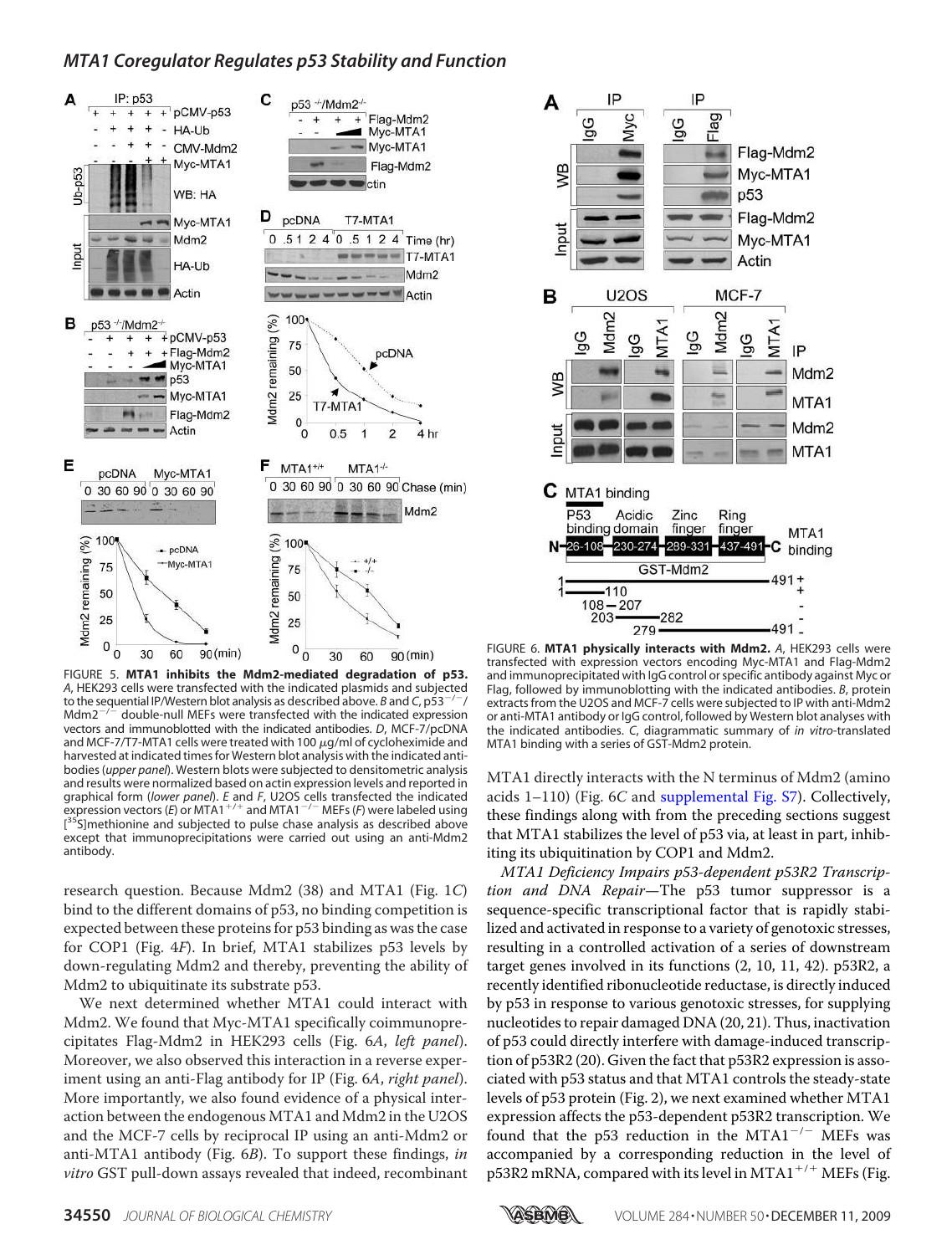A
IP: p53
\+ + + + + pCMV-p53
\- + + + - HA-Ub
\- - + + - CMV-Mdm2
\- - - + + Myc-MTA1
Ub-p53
WB: HA
Input
Myc-MTA1
Mdm2
HA-Ub
Actin

B
p53 −/−/Mdm2 −/−
\- + + + + pCMV-p53
\- - + + + Flag-Mdm2
Myc-MTA1
p53
Myc-MTA1
Flag-Mdm2
Actin

C
p53 −/−/Mdm2 −/−
\- + + + Flag-Mdm2
\- - Myc-MTA1
Myc-MTA1
Flag-Mdm2
Actin

D
pcDNA T7-MTA1
0 .5 1 2 4 0 .5 1 2 4 Time (hr)
T7-MTA1
Mdm2
Actin

Mdm2 remaining (%)
100
75
50
25
0
pcDNA
T7-MTA1
0 0.5 1 2 4 hr

E
pcDNA Myc-MTA1
0 30 60 90 0 30 60 90
Mdm2 remaining (%)
100
75
50
25
0
pcDNA
Myc-MTA1
0 30 60 90 (min)

F
MTA1+/+ MTA1−/−
0 30 60 90 0 30 60 90 Chase (min)
Mdm2
Mdm2 remaining (%)
100
75
50
25
0
+/+
−/−
0 30 60 90 (min)

FIGURE 5. **MTA1 inhibits the Mdm2-mediated degradation of p53.** *A*, HEK293 cells were transfected with the indicated plasmids and subjected to the sequential IP/Western blot analysis as described above. *B* and *C*, $p53^{-/-}$/$Mdm2^{-/-}$ double-null MEFs were transfected with the indicated expression vectors and immunoblotted with the indicated antibodies. *D*, MCF-7/pcDNA and MCF-7/T7-MTA1 cells were treated with 100 μg/ml of cycloheximide and harvested at indicated times for Western blot analysis with the indicated antibodies (*upper panel*). Western blots were subjected to densitometric analysis and results were normalized based on actin expression levels and reported in graphical form (*lower panel*). *E* and *F*, U2OS cells transfected the indicated expression vectors (*E*) or $MTA1^{+/+}$ and $MTA1^{-/-}$ MEFs (*F*) were labeled using [$^{35}$S]methionine and subjected to pulse chase analysis as described above except that immunoprecipitations were carried out using an anti-Mdm2 antibody.

research question. Because Mdm2 (38) and MTA1 (Fig. 1*C*) bind to the different domains of p53, no binding competition is expected between these proteins for p53 binding as was the case for COP1 (Fig. 4*F*). In brief, MTA1 stabilizes p53 levels by down-regulating Mdm2 and thereby, preventing the ability of Mdm2 to ubiquitinate its substrate p53.

We next determined whether MTA1 could interact with Mdm2. We found that Myc-MTA1 specifically coimmunoprecipitates Flag-Mdm2 in HEK293 cells (Fig. 6*A*, *left panel*). Moreover, we also observed this interaction in a reverse experiment using an anti-Flag antibody for IP (Fig. 6*A*, *right panel*). More importantly, we also found evidence of a physical interaction between the endogenous MTA1 and Mdm2 in the U2OS and the MCF-7 cells by reciprocal IP using an anti-Mdm2 or anti-MTA1 antibody (Fig. 6*B*). To support these findings, *in vitro* GST pull-down assays revealed that indeed, recombinant

A
IP IP
IgG Myc IgG Flag
WB
Flag-Mdm2
Myc-MTA1
p53
Input
Flag-Mdm2
Myc-MTA1
Actin

B
U2OS MCF-7
IgG Mdm2 IgG MTA1 IgG Mdm2 IgG MTA1 IP
WB
Mdm2
MTA1
Input
Mdm2
MTA1

C MTA1 binding
P53 binding, Acidic domain, Zinc finger, Ring finger
N- 26-108 - 230-274 - 289-331 - 437-491 -C
GST-Mdm2
MTA1 binding
1 — 491 +
1 — 110 +
108 — 207 -
203 — 282 -
279 — 491 -

FIGURE 6. **MTA1 physically interacts with Mdm2.** *A*, HEK293 cells were transfected with expression vectors encoding Myc-MTA1 and Flag-Mdm2 and immunoprecipitated with IgG control or specific antibody against Myc or Flag, followed by immunoblotting with the indicated antibodies. *B*, protein extracts from the U2OS and MCF-7 cells were subjected to IP with anti-Mdm2 or anti-MTA1 antibody or IgG control, followed by Western blot analyses with the indicated antibodies. *C*, diagrammatic summary of *in vitro*-translated MTA1 binding with a series of GST-Mdm2 protein.

MTA1 directly interacts with the N terminus of Mdm2 (amino acids 1–110) (Fig. 6*C* and supplemental Fig. S7). Collectively, these findings along with from the preceding sections suggest that MTA1 stabilizes the level of p53 via, at least in part, inhibiting its ubiquitination by COP1 and Mdm2.

*MTA1 Deficiency Impairs p53-dependent p53R2 Transcription and DNA Repair*—The p53 tumor suppressor is a sequence-specific transcriptional factor that is rapidly stabilized and activated in response to a variety of genotoxic stresses, resulting in a controlled activation of a series of downstream target genes involved in its functions (2, 10, 11, 42). p53R2, a recently identified ribonucleotide reductase, is directly induced by p53 in response to various genotoxic stresses, for supplying nucleotides to repair damaged DNA (20, 21). Thus, inactivation of p53 could directly interfere with damage-induced transcription of p53R2 (20). Given the fact that p53R2 expression is associated with p53 status and that MTA1 controls the steady-state levels of p53 protein (Fig. 2), we next examined whether MTA1 expression affects the p53-dependent p53R2 transcription. We found that the p53 reduction in the $MTA1^{-/-}$ MEFs was accompanied by a corresponding reduction in the level of p53R2 mRNA, compared with its level in $MTA1^{+/+}$ MEFs (Fig.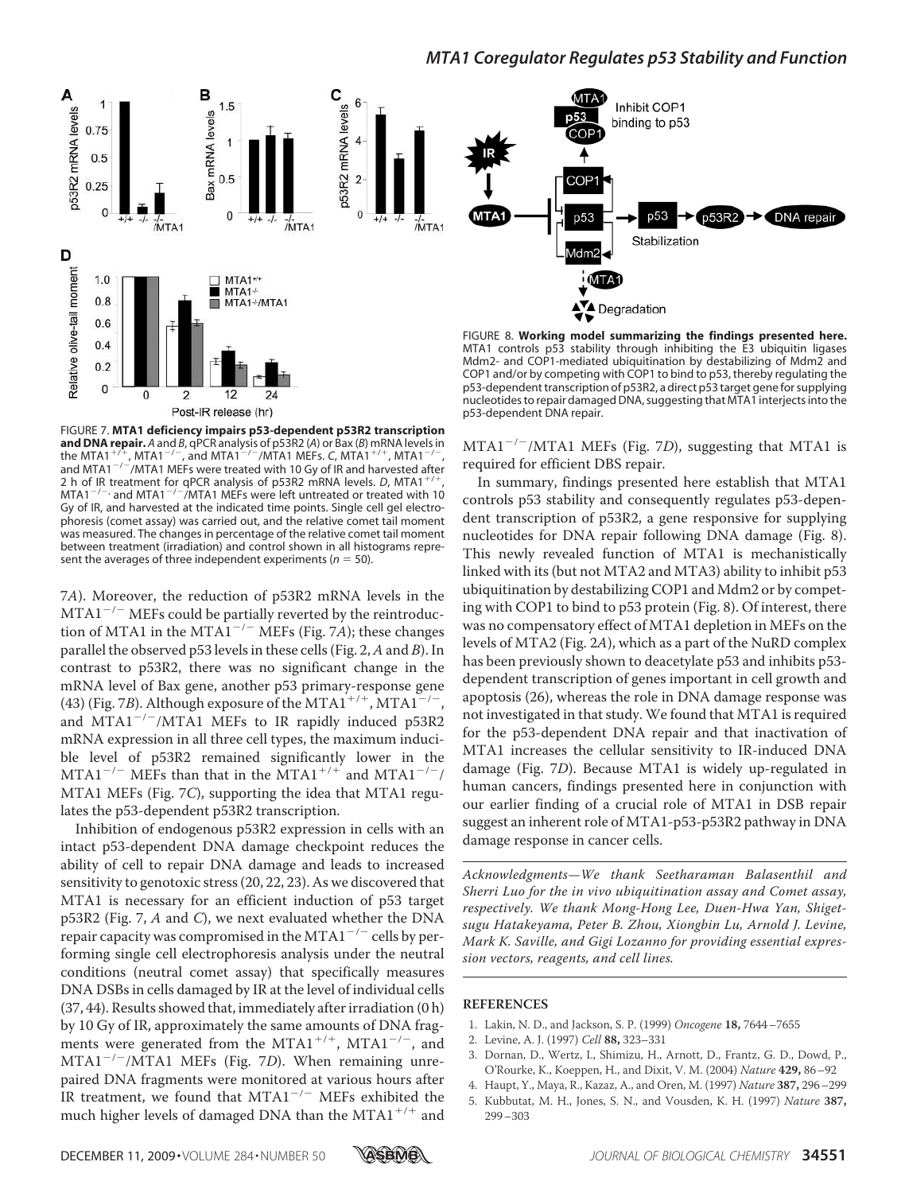A

p53R2 mRNA levels

1

0.75

0.5

0.25

0

+/+ -/- -/- /MTA1

B

Bax mRNA levels

1.5

1

0.5

0

+/+ -/- -/- /MTA1

C

p53R2 mRNA levels

6

4

2

0

+/+ -/- -/- /MTA1

D

Relative olive-tail moment

1.0

0.8

0.6

0.4

0.2

0

0 2 12 24

Post-IR release (hr)

MTA1+/+

MTA1-/-

MTA1-/-/MTA1

FIGURE 7. **MTA1 deficiency impairs p53-dependent p53R2 transcription and DNA repair.** *A* and *B*, qPCR analysis of p53R2 (*A*) or Bax (*B*) mRNA levels in the MTA1$^{+/+}$, MTA1$^{-/-}$, and MTA1$^{-/-}$/MTA1 MEFs. *C*, MTA1$^{+/+}$, MTA1$^{-/-}$, and MTA1$^{-/-}$/MTA1 MEFs were treated with 10 Gy of IR and harvested after 2 h of IR treatment for qPCR analysis of p53R2 mRNA levels. *D*, MTA1$^{+/+}$, MTA1$^{-/-}$, and MTA1$^{-/-}$/MTA1 MEFs were left untreated or treated with 10 Gy of IR, and harvested at the indicated time points. Single cell gel electrophoresis (comet assay) was carried out, and the relative comet tail moment was measured. The changes in percentage of the relative comet tail moment between treatment (irradiation) and control shown in all histograms represent the averages of three independent experiments ($n = 50$).

7*A*). Moreover, the reduction of p53R2 mRNA levels in the MTA1$^{-/-}$ MEFs could be partially reverted by the reintroduction of MTA1 in the MTA1$^{-/-}$ MEFs (Fig. 7*A*); these changes parallel the observed p53 levels in these cells (Fig. 2, *A* and *B*). In contrast to p53R2, there was no significant change in the mRNA level of Bax gene, another p53 primary-response gene (43) (Fig. 7*B*). Although exposure of the MTA1$^{+/+}$, MTA1$^{-/-}$, and MTA1$^{-/-}$/MTA1 MEFs to IR rapidly induced p53R2 mRNA expression in all three cell types, the maximum inducible level of p53R2 remained significantly lower in the MTA1$^{-/-}$ MEFs than that in the MTA1$^{+/+}$ and MTA1$^{-/-}$/MTA1 MEFs (Fig. 7*C*), supporting the idea that MTA1 regulates the p53-dependent p53R2 transcription.

Inhibition of endogenous p53R2 expression in cells with an intact p53-dependent DNA damage checkpoint reduces the ability of cell to repair DNA damage and leads to increased sensitivity to genotoxic stress (20, 22, 23). As we discovered that MTA1 is necessary for an efficient induction of p53 target p53R2 (Fig. 7, *A* and *C*), we next evaluated whether the DNA repair capacity was compromised in the MTA1$^{-/-}$ cells by performing single cell electrophoresis analysis under the neutral conditions (neutral comet assay) that specifically measures DNA DSBs in cells damaged by IR at the level of individual cells (37, 44). Results showed that, immediately after irradiation (0 h) by 10 Gy of IR, approximately the same amounts of DNA fragments were generated from the MTA1$^{+/+}$, MTA1$^{-/-}$, and MTA1$^{-/-}$/MTA1 MEFs (Fig. 7*D*). When remaining unrepaired DNA fragments were monitored at various hours after IR treatment, we found that MTA1$^{-/-}$ MEFs exhibited the much higher levels of damaged DNA than the MTA1$^{+/+}$ and

MTA1

p53

COP1

Inhibit COP1 binding to p53

IR

COP1

MTA1

p53

p53

p53R2

DNA repair

Stabilization

Mdm2

MTA1

Degradation

FIGURE 8. **Working model summarizing the findings presented here.** MTA1 controls p53 stability through inhibiting the E3 ubiquitin ligases Mdm2- and COP1-mediated ubiquitination by destabilizing of Mdm2 and COP1 and/or by competing with COP1 to bind to p53, thereby regulating the p53-dependent transcription of p53R2, a direct p53 target gene for supplying nucleotides to repair damaged DNA, suggesting that MTA1 interjects into the p53-dependent DNA repair.

MTA1$^{-/-}$/MTA1 MEFs (Fig. 7*D*), suggesting that MTA1 is required for efficient DBS repair.

In summary, findings presented here establish that MTA1 controls p53 stability and consequently regulates p53-dependent transcription of p53R2, a gene responsive for supplying nucleotides for DNA repair following DNA damage (Fig. 8). This newly revealed function of MTA1 is mechanistically linked with its (but not MTA2 and MTA3) ability to inhibit p53 ubiquitination by destabilizing COP1 and Mdm2 or by competing with COP1 to bind to p53 protein (Fig. 8). Of interest, there was no compensatory effect of MTA1 depletion in MEFs on the levels of MTA2 (Fig. 2*A*), which as a part of the NuRD complex has been previously shown to deacetylate p53 and inhibits p53-dependent transcription of genes important in cell growth and apoptosis (26), whereas the role in DNA damage response was not investigated in that study. We found that MTA1 is required for the p53-dependent DNA repair and that inactivation of MTA1 increases the cellular sensitivity to IR-induced DNA damage (Fig. 7*D*). Because MTA1 is widely up-regulated in human cancers, findings presented here in conjunction with our earlier finding of a crucial role of MTA1 in DSB repair suggest an inherent role of MTA1-p53-p53R2 pathway in DNA damage response in cancer cells.

*Acknowledgments—We thank Seetharaman Balasenthil and Sherri Luo for the in vivo ubiquitination assay and Comet assay, respectively. We thank Mong-Hong Lee, Duen-Hwa Yan, Shigetsugu Hatakeyama, Peter B. Zhou, Xiongbin Lu, Arnold J. Levine, Mark K. Saville, and Gigi Lozanno for providing essential expression vectors, reagents, and cell lines.*

## REFERENCES

1. Lakin, N. D., and Jackson, S. P. (1999) *Oncogene* **18,** 7644–7655
2. Levine, A. J. (1997) *Cell* **88,** 323–331
3. Dornan, D., Wertz, I., Shimizu, H., Arnott, D., Frantz, G. D., Dowd, P., O'Rourke, K., Koeppen, H., and Dixit, V. M. (2004) *Nature* **429,** 86–92
4. Haupt, Y., Maya, R., Kazaz, A., and Oren, M. (1997) *Nature* **387,** 296–299
5. Kubbutat, M. H., Jones, S. N., and Vousden, K. H. (1997) *Nature* **387,** 299–303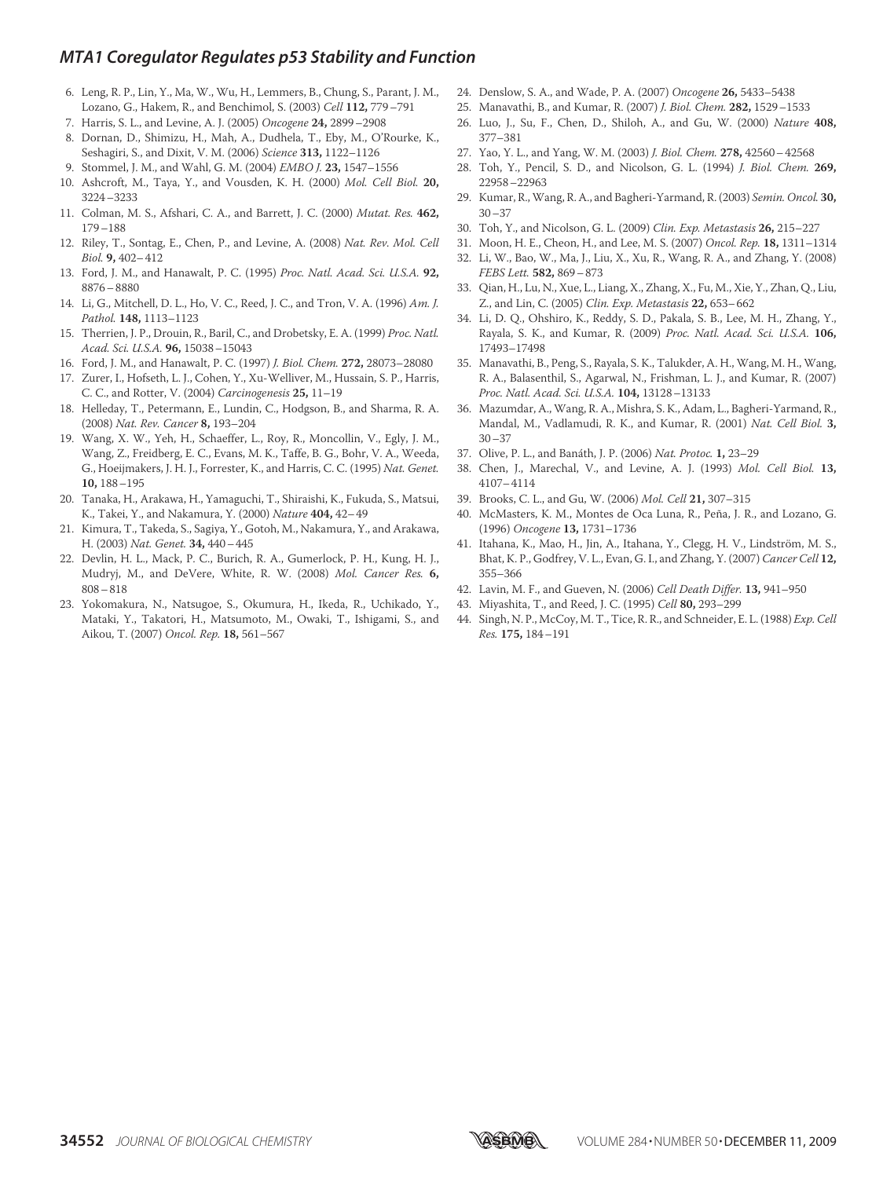6. Leng, R. P., Lin, Y., Ma, W., Wu, H., Lemmers, B., Chung, S., Parant, J. M., Lozano, G., Hakem, R., and Benchimol, S. (2003) *Cell* **112,** 779–791
7. Harris, S. L., and Levine, A. J. (2005) *Oncogene* **24,** 2899–2908
8. Dornan, D., Shimizu, H., Mah, A., Dudhela, T., Eby, M., O'Rourke, K., Seshagiri, S., and Dixit, V. M. (2006) *Science* **313,** 1122–1126
9. Stommel, J. M., and Wahl, G. M. (2004) *EMBO J.* **23,** 1547–1556
10. Ashcroft, M., Taya, Y., and Vousden, K. H. (2000) *Mol. Cell Biol.* **20,** 3224–3233
11. Colman, M. S., Afshari, C. A., and Barrett, J. C. (2000) *Mutat. Res.* **462,** 179–188
12. Riley, T., Sontag, E., Chen, P., and Levine, A. (2008) *Nat. Rev. Mol. Cell Biol.* **9,** 402–412
13. Ford, J. M., and Hanawalt, P. C. (1995) *Proc. Natl. Acad. Sci. U.S.A.* **92,** 8876–8880
14. Li, G., Mitchell, D. L., Ho, V. C., Reed, J. C., and Tron, V. A. (1996) *Am. J. Pathol.* **148,** 1113–1123
15. Therrien, J. P., Drouin, R., Baril, C., and Drobetsky, E. A. (1999) *Proc. Natl. Acad. Sci. U.S.A.* **96,** 15038–15043
16. Ford, J. M., and Hanawalt, P. C. (1997) *J. Biol. Chem.* **272,** 28073–28080
17. Zurer, I., Hofseth, L. J., Cohen, Y., Xu-Welliver, M., Hussain, S. P., Harris, C. C., and Rotter, V. (2004) *Carcinogenesis* **25,** 11–19
18. Helleday, T., Petermann, E., Lundin, C., Hodgson, B., and Sharma, R. A. (2008) *Nat. Rev. Cancer* **8,** 193–204
19. Wang, X. W., Yeh, H., Schaeffer, L., Roy, R., Moncollin, V., Egly, J. M., Wang, Z., Freidberg, E. C., Evans, M. K., Taffe, B. G., Bohr, V. A., Weeda, G., Hoeijmakers, J. H. J., Forrester, K., and Harris, C. C. (1995) *Nat. Genet.* **10,** 188–195
20. Tanaka, H., Arakawa, H., Yamaguchi, T., Shiraishi, K., Fukuda, S., Matsui, K., Takei, Y., and Nakamura, Y. (2000) *Nature* **404,** 42–49
21. Kimura, T., Takeda, S., Sagiya, Y., Gotoh, M., Nakamura, Y., and Arakawa, H. (2003) *Nat. Genet.* **34,** 440–445
22. Devlin, H. L., Mack, P. C., Burich, R. A., Gumerlock, P. H., Kung, H. J., Mudryj, M., and DeVere, White, R. W. (2008) *Mol. Cancer Res.* **6,** 808–818
23. Yokomakura, N., Natsugoe, S., Okumura, H., Ikeda, R., Uchikado, Y., Mataki, Y., Takatori, H., Matsumoto, M., Owaki, T., Ishigami, S., and Aikou, T. (2007) *Oncol. Rep.* **18,** 561–567
24. Denslow, S. A., and Wade, P. A. (2007) *Oncogene* **26,** 5433–5438
25. Manavathi, B., and Kumar, R. (2007) *J. Biol. Chem.* **282,** 1529–1533
26. Luo, J., Su, F., Chen, D., Shiloh, A., and Gu, W. (2000) *Nature* **408,** 377–381
27. Yao, Y. L., and Yang, W. M. (2003) *J. Biol. Chem.* **278,** 42560–42568
28. Toh, Y., Pencil, S. D., and Nicolson, G. L. (1994) *J. Biol. Chem.* **269,** 22958–22963
29. Kumar, R., Wang, R. A., and Bagheri-Yarmand, R. (2003) *Semin. Oncol.* **30,** 30–37
30. Toh, Y., and Nicolson, G. L. (2009) *Clin. Exp. Metastasis* **26,** 215–227
31. Moon, H. E., Cheon, H., and Lee, M. S. (2007) *Oncol. Rep.* **18,** 1311–1314
32. Li, W., Bao, W., Ma, J., Liu, X., Xu, R., Wang, R. A., and Zhang, Y. (2008) *FEBS Lett.* **582,** 869–873
33. Qian, H., Lu, N., Xue, L., Liang, X., Zhang, X., Fu, M., Xie, Y., Zhan, Q., Liu, Z., and Lin, C. (2005) *Clin. Exp. Metastasis* **22,** 653–662
34. Li, D. Q., Ohshiro, K., Reddy, S. D., Pakala, S. B., Lee, M. H., Zhang, Y., Rayala, S. K., and Kumar, R. (2009) *Proc. Natl. Acad. Sci. U.S.A.* **106,** 17493–17498
35. Manavathi, B., Peng, S., Rayala, S. K., Talukder, A. H., Wang, M. H., Wang, R. A., Balasenthil, S., Agarwal, N., Frishman, L. J., and Kumar, R. (2007) *Proc. Natl. Acad. Sci. U.S.A.* **104,** 13128–13133
36. Mazumdar, A., Wang, R. A., Mishra, S. K., Adam, L., Bagheri-Yarmand, R., Mandal, M., Vadlamudi, R. K., and Kumar, R. (2001) *Nat. Cell Biol.* **3,** 30–37
37. Olive, P. L., and Banáth, J. P. (2006) *Nat. Protoc.* **1,** 23–29
38. Chen, J., Marechal, V., and Levine, A. J. (1993) *Mol. Cell Biol.* **13,** 4107–4114
39. Brooks, C. L., and Gu, W. (2006) *Mol. Cell* **21,** 307–315
40. McMasters, K. M., Montes de Oca Luna, R., Peña, J. R., and Lozano, G. (1996) *Oncogene* **13,** 1731–1736
41. Itahana, K., Mao, H., Jin, A., Itahana, Y., Clegg, H. V., Lindström, M. S., Bhat, K. P., Godfrey, V. L., Evan, G. I., and Zhang, Y. (2007) *Cancer Cell* **12,** 355–366
42. Lavin, M. F., and Gueven, N. (2006) *Cell Death Differ.* **13,** 941–950
43. Miyashita, T., and Reed, J. C. (1995) *Cell* **80,** 293–299
44. Singh, N. P., McCoy, M. T., Tice, R. R., and Schneider, E. L. (1988) *Exp. Cell Res.* **175,** 184–191